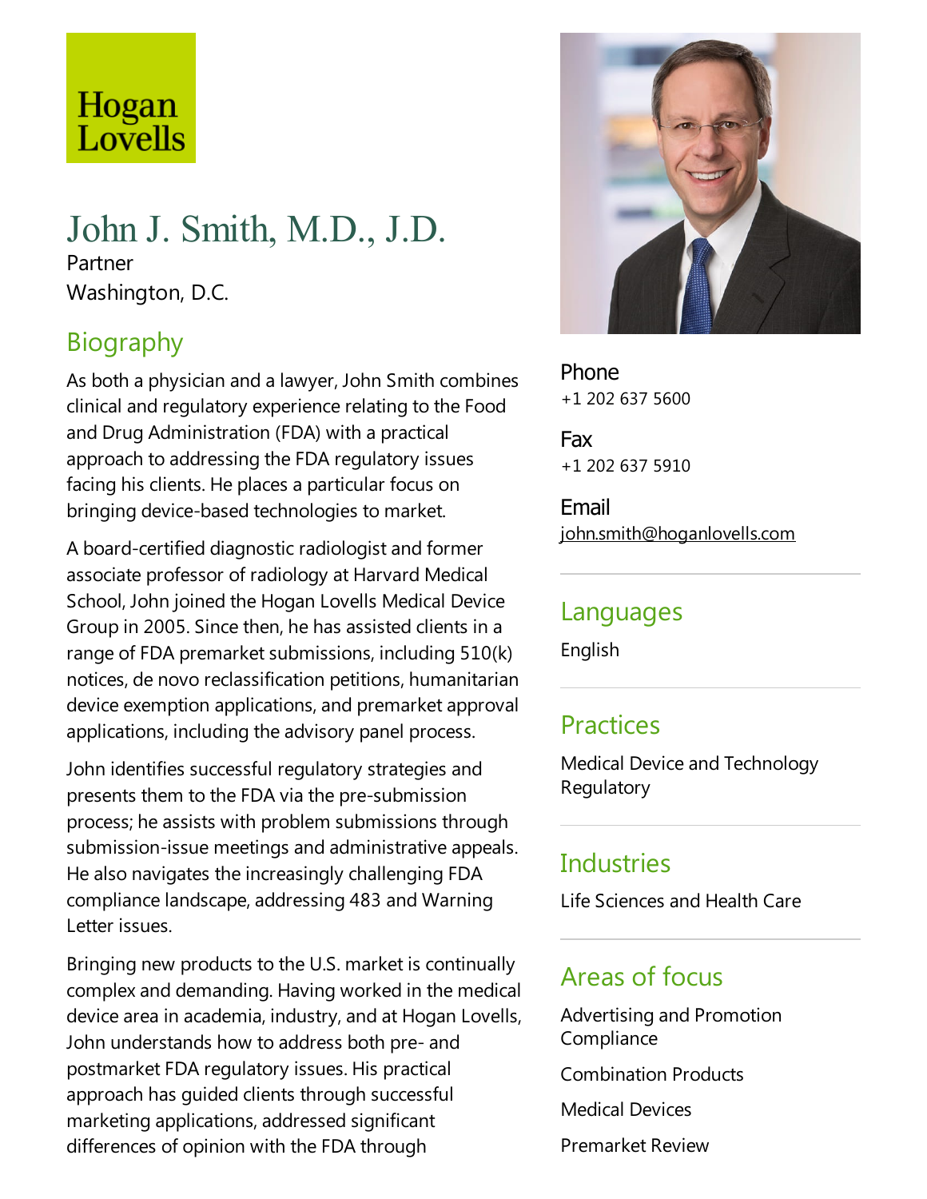Hogan Lovells

# John J. Smith, M.D., J.D.

Partner

Washington, D.C.

## Biography

As both a physician and a lawyer, John Smith combines clinical and regulatory experience relating to the Food and Drug Administration (FDA) with a practical approach to addressing the FDA regulatory issues facing his clients. He places a particular focus on bringing device-based technologies to market.

A board-certified diagnostic radiologist and former associate professor of radiology at Harvard Medical School, John joined the Hogan Lovells Medical Device Group in 2005. Since then, he has assisted clients in a range of FDA premarket submissions, including 510(k) notices, de novo reclassification petitions, humanitarian device exemption applications, and premarket approval applications, including the advisory panel process.

John identifies successful regulatory strategies and presents them to the FDA via the pre-submission process; he assists with problem submissions through submission-issue meetings and administrative appeals. He also navigates the increasingly challenging FDA compliance landscape, addressing 483 and Warning Letter issues.

Bringing new products to the U.S. market is continually complex and demanding. Having worked in the medical device area in academia, industry, and at Hogan Lovells, John understands how to address both pre- and postmarket FDA regulatory issues. His practical approach has guided clients through successful marketing applications, addressed significant differences of opinion with the FDA through

**Phone**
+1 202 637 5600

**Fax**
+1 202 637 5910

**Email**
john.smith@hoganlovells.com

## Languages

English

## Practices

Medical Device and Technology Regulatory

## Industries

Life Sciences and Health Care

## Areas of focus

Advertising and Promotion Compliance

Combination Products

Medical Devices

Premarket Review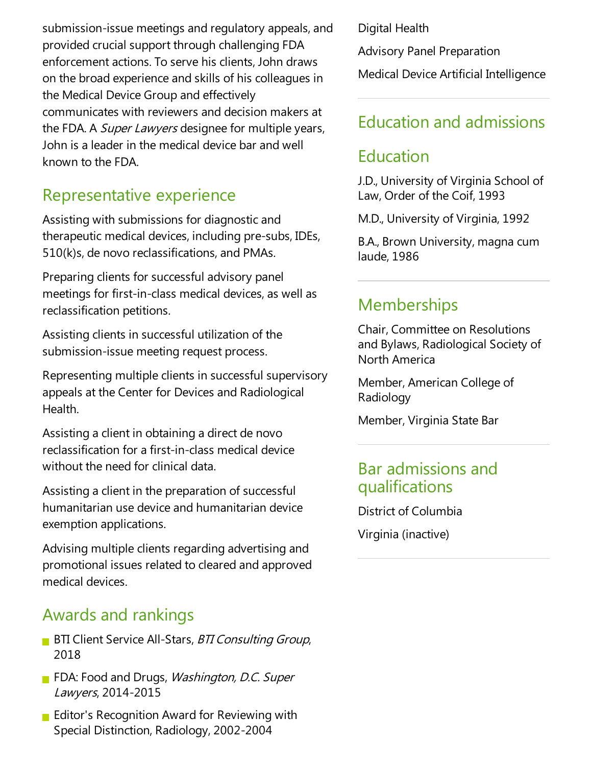submission-issue meetings and regulatory appeals, and provided crucial support through challenging FDA enforcement actions. To serve his clients, John draws on the broad experience and skills of his colleagues in the Medical Device Group and effectively communicates with reviewers and decision makers at the FDA. A *Super Lawyers* designee for multiple years, John is a leader in the medical device bar and well known to the FDA.

## Representative experience

Assisting with submissions for diagnostic and therapeutic medical devices, including pre-subs, IDEs, 510(k)s, de novo reclassifications, and PMAs.

Preparing clients for successful advisory panel meetings for first-in-class medical devices, as well as reclassification petitions.

Assisting clients in successful utilization of the submission-issue meeting request process.

Representing multiple clients in successful supervisory appeals at the Center for Devices and Radiological Health.

Assisting a client in obtaining a direct de novo reclassification for a first-in-class medical device without the need for clinical data.

Assisting a client in the preparation of successful humanitarian use device and humanitarian device exemption applications.

Advising multiple clients regarding advertising and promotional issues related to cleared and approved medical devices.

## Awards and rankings

- BTI Client Service All-Stars, *BTI Consulting Group*, 2018
- FDA: Food and Drugs, *Washington, D.C. Super Lawyers*, 2014-2015
- Editor's Recognition Award for Reviewing with Special Distinction, Radiology, 2002-2004

Digital Health

Advisory Panel Preparation

Medical Device Artificial Intelligence

## Education and admissions

## Education

J.D., University of Virginia School of Law, Order of the Coif, 1993

M.D., University of Virginia, 1992

B.A., Brown University, magna cum laude, 1986

## Memberships

Chair, Committee on Resolutions and Bylaws, Radiological Society of North America

Member, American College of Radiology

Member, Virginia State Bar

## Bar admissions and qualifications

District of Columbia

Virginia (inactive)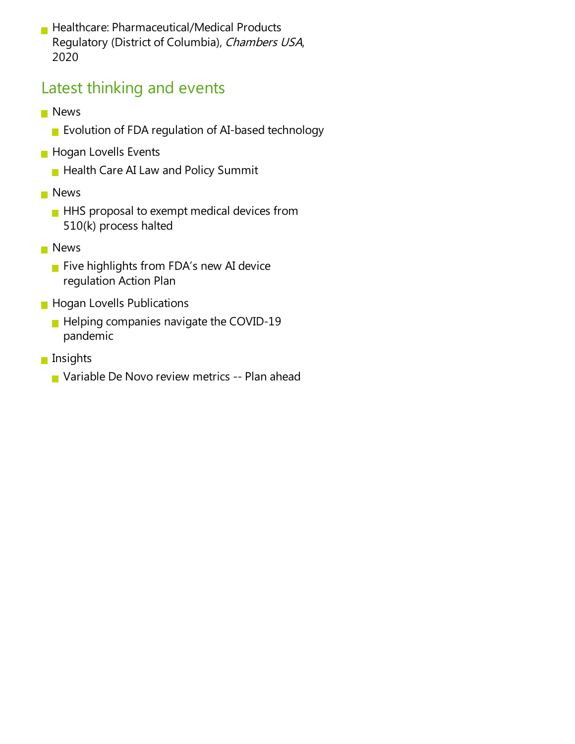- Healthcare: Pharmaceutical/Medical Products Regulatory (District of Columbia), *Chambers USA*, 2020

## Latest thinking and events

- News
  - Evolution of FDA regulation of AI-based technology
- Hogan Lovells Events
  - Health Care AI Law and Policy Summit
- News
  - HHS proposal to exempt medical devices from 510(k) process halted
- News
  - Five highlights from FDA's new AI device regulation Action Plan
- Hogan Lovells Publications
  - Helping companies navigate the COVID-19 pandemic
- Insights
  - Variable De Novo review metrics -- Plan ahead